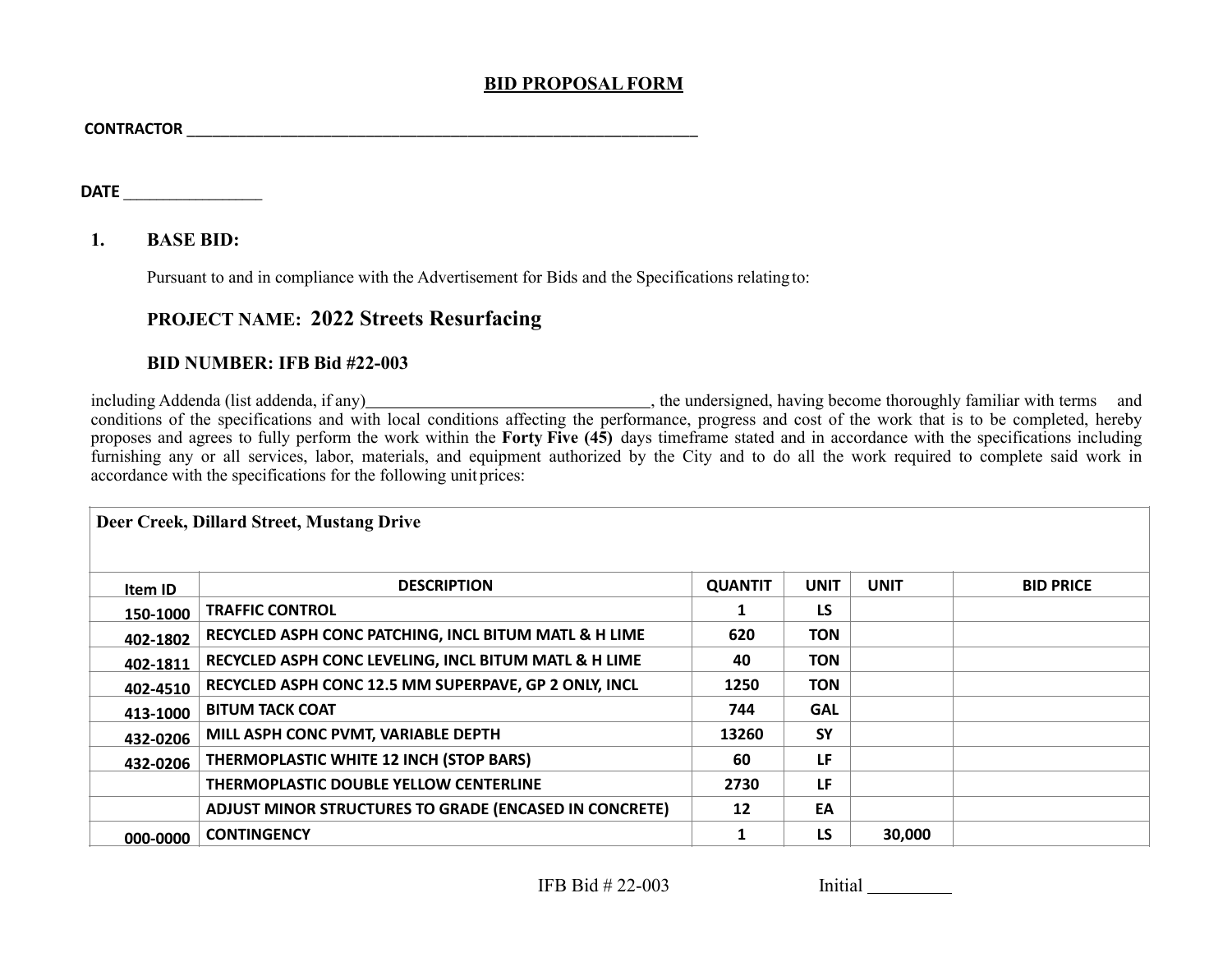# BID PROPOSAL FORM

**CONTRACTOR** ______________________________________________________________

**DATE** ________________

**1. BASE BID:**

Pursuant to and in compliance with the Advertisement for Bids and the Specifications relating to:

**PROJECT NAME: 2022 Streets Resurfacing**

**BID NUMBER: IFB Bid #22-003**

including Addenda (list addenda, if any)_________________________________, the undersigned, having become thoroughly familiar with terms and conditions of the specifications and with local conditions affecting the performance, progress and cost of the work that is to be completed, hereby proposes and agrees to fully perform the work within the **Forty Five (45)** days timeframe stated and in accordance with the specifications including furnishing any or all services, labor, materials, and equipment authorized by the City and to do all the work required to complete said work in accordance with the specifications for the following unit prices:

| **Deer Creek, Dillard Street, Mustang Drive** | | | | | |
|---|---|---|---|---|---|
| **Item ID** | **DESCRIPTION** | **QUANTIT** | **UNIT** | **UNIT** | **BID PRICE** |
| 150-1000 | TRAFFIC CONTROL | 1 | LS | | |
| 402-1802 | RECYCLED ASPH CONC PATCHING, INCL BITUM MATL & H LIME | 620 | TON | | |
| 402-1811 | RECYCLED ASPH CONC LEVELING, INCL BITUM MATL & H LIME | 40 | TON | | |
| 402-4510 | RECYCLED ASPH CONC 12.5 MM SUPERPAVE, GP 2 ONLY, INCL | 1250 | TON | | |
| 413-1000 | BITUM TACK COAT | 744 | GAL | | |
| 432-0206 | MILL ASPH CONC PVMT, VARIABLE DEPTH | 13260 | SY | | |
| 432-0206 | THERMOPLASTIC WHITE 12 INCH (STOP BARS) | 60 | LF | | |
| | THERMOPLASTIC DOUBLE YELLOW CENTERLINE | 2730 | LF | | |
| | ADJUST MINOR STRUCTURES TO GRADE (ENCASED IN CONCRETE) | 12 | EA | | |
| 000-0000 | CONTINGENCY | 1 | LS | 30,000 | |

IFB Bid # 22-003 Initial _________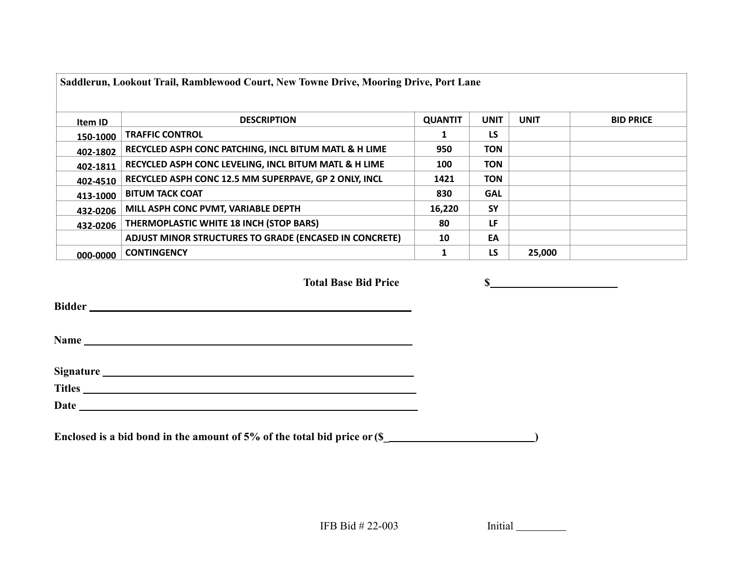| Saddlerun, Lookout Trail, Ramblewood Court, New Towne Drive, Mooring Drive, Port Lane | | | | | |
|---|---|---|---|---|---|
| **Item ID** | **DESCRIPTION** | **QUANTIT** | **UNIT** | **UNIT** | **BID PRICE** |
| 150-1000 | TRAFFIC CONTROL | 1 | LS | | |
| 402-1802 | RECYCLED ASPH CONC PATCHING, INCL BITUM MATL & H LIME | 950 | TON | | |
| 402-1811 | RECYCLED ASPH CONC LEVELING, INCL BITUM MATL & H LIME | 100 | TON | | |
| 402-4510 | RECYCLED ASPH CONC 12.5 MM SUPERPAVE, GP 2 ONLY, INCL | 1421 | TON | | |
| 413-1000 | BITUM TACK COAT | 830 | GAL | | |
| 432-0206 | MILL ASPH CONC PVMT, VARIABLE DEPTH | 16,220 | SY | | |
| 432-0206 | THERMOPLASTIC WHITE 18 INCH (STOP BARS) | 80 | LF | | |
| | ADJUST MINOR STRUCTURES TO GRADE (ENCASED IN CONCRETE) | 10 | EA | | |
| 000-0000 | CONTINGENCY | 1 | LS | 25,000 | |

**Total Base Bid Price** $______________________

**Bidder** ______________________________________________

**Name** ______________________________________________

**Signature** ______________________________________________

**Titles** ______________________________________________

**Date** ______________________________________________

**Enclosed is a bid bond in the amount of 5% of the total bid price or ($______________________)**

IFB Bid # 22-003 Initial _________